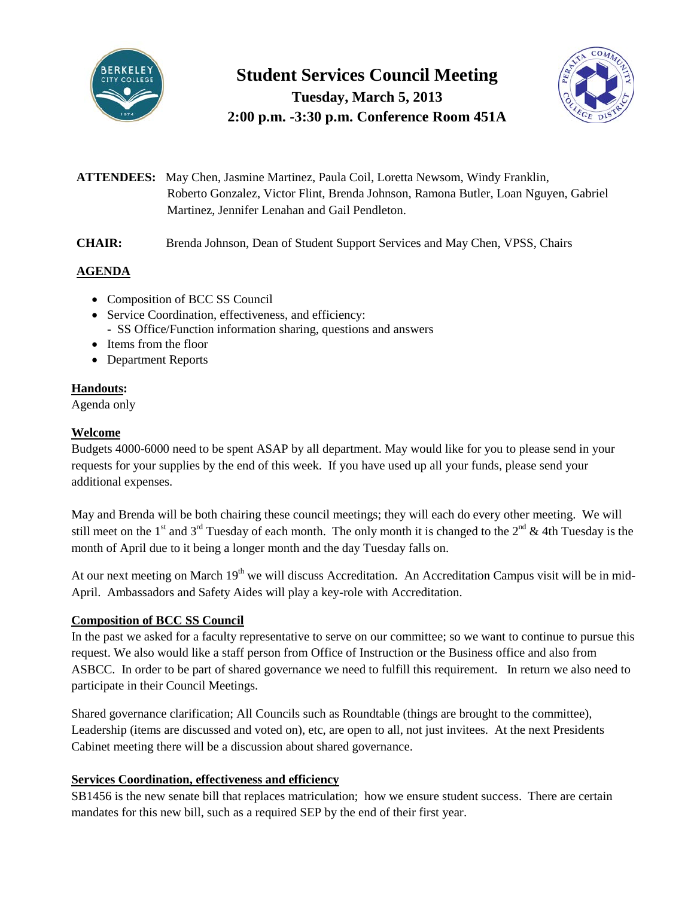# Student Services Council Meeting

**Tuesday, March 5, 2013**

**2:00 p.m. -3:30 p.m. Conference Room 451A**

**ATTENDEES:** May Chen, Jasmine Martinez, Paula Coil, Loretta Newsom, Windy Franklin, Roberto Gonzalez, Victor Flint, Brenda Johnson, Ramona Butler, Loan Nguyen, Gabriel Martinez, Jennifer Lenahan and Gail Pendleton.

**CHAIR:** Brenda Johnson, Dean of Student Support Services and May Chen, VPSS, Chairs

**AGENDA**

- Composition of BCC SS Council
- Service Coordination, effectiveness, and efficiency:
  - SS Office/Function information sharing, questions and answers
- Items from the floor
- Department Reports

**Handouts:**

Agenda only

**Welcome**

Budgets 4000-6000 need to be spent ASAP by all department. May would like for you to please send in your requests for your supplies by the end of this week. If you have used up all your funds, please send your additional expenses.

May and Brenda will be both chairing these council meetings; they will each do every other meeting. We will still meet on the 1st and 3rd Tuesday of each month. The only month it is changed to the 2nd & 4th Tuesday is the month of April due to it being a longer month and the day Tuesday falls on.

At our next meeting on March 19th we will discuss Accreditation. An Accreditation Campus visit will be in mid-April. Ambassadors and Safety Aides will play a key-role with Accreditation.

**Composition of BCC SS Council**

In the past we asked for a faculty representative to serve on our committee; so we want to continue to pursue this request. We also would like a staff person from Office of Instruction or the Business office and also from ASBCC. In order to be part of shared governance we need to fulfill this requirement. In return we also need to participate in their Council Meetings.

Shared governance clarification; All Councils such as Roundtable (things are brought to the committee), Leadership (items are discussed and voted on), etc, are open to all, not just invitees. At the next Presidents Cabinet meeting there will be a discussion about shared governance.

**Services Coordination, effectiveness and efficiency**

SB1456 is the new senate bill that replaces matriculation; how we ensure student success. There are certain mandates for this new bill, such as a required SEP by the end of their first year.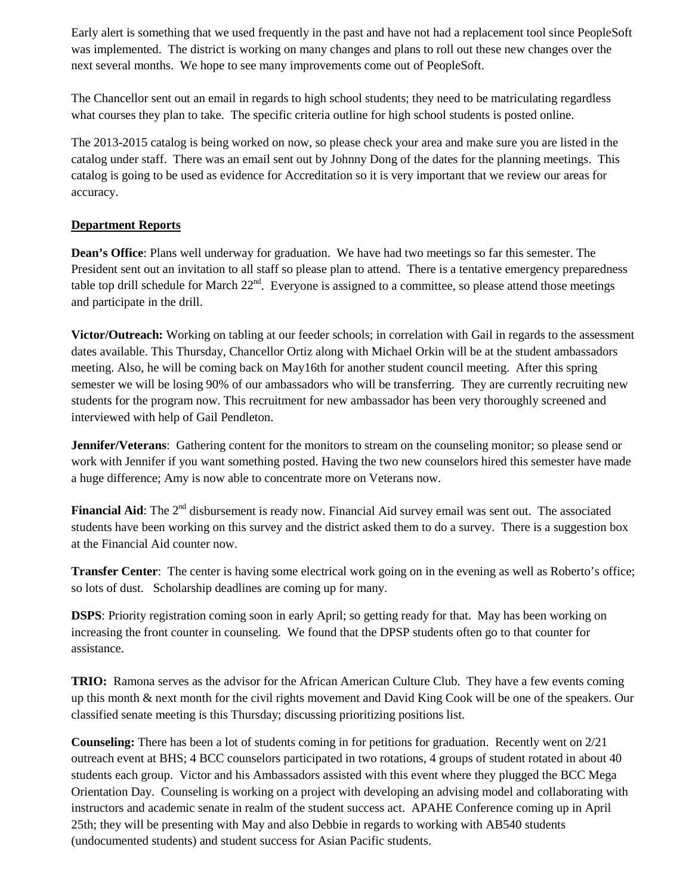Early alert is something that we used frequently in the past and have not had a replacement tool since PeopleSoft was implemented. The district is working on many changes and plans to roll out these new changes over the next several months. We hope to see many improvements come out of PeopleSoft.

The Chancellor sent out an email in regards to high school students; they need to be matriculating regardless what courses they plan to take. The specific criteria outline for high school students is posted online.

The 2013-2015 catalog is being worked on now, so please check your area and make sure you are listed in the catalog under staff. There was an email sent out by Johnny Dong of the dates for the planning meetings. This catalog is going to be used as evidence for Accreditation so it is very important that we review our areas for accuracy.

## Department Reports

**Dean's Office**: Plans well underway for graduation. We have had two meetings so far this semester. The President sent out an invitation to all staff so please plan to attend. There is a tentative emergency preparedness table top drill schedule for March 22nd. Everyone is assigned to a committee, so please attend those meetings and participate in the drill.

**Victor/Outreach:** Working on tabling at our feeder schools; in correlation with Gail in regards to the assessment dates available. This Thursday, Chancellor Ortiz along with Michael Orkin will be at the student ambassadors meeting. Also, he will be coming back on May16th for another student council meeting. After this spring semester we will be losing 90% of our ambassadors who will be transferring. They are currently recruiting new students for the program now. This recruitment for new ambassador has been very thoroughly screened and interviewed with help of Gail Pendleton.

**Jennifer/Veterans**: Gathering content for the monitors to stream on the counseling monitor; so please send or work with Jennifer if you want something posted. Having the two new counselors hired this semester have made a huge difference; Amy is now able to concentrate more on Veterans now.

**Financial Aid**: The 2nd disbursement is ready now. Financial Aid survey email was sent out. The associated students have been working on this survey and the district asked them to do a survey. There is a suggestion box at the Financial Aid counter now.

**Transfer Center**: The center is having some electrical work going on in the evening as well as Roberto's office; so lots of dust. Scholarship deadlines are coming up for many.

**DSPS**: Priority registration coming soon in early April; so getting ready for that. May has been working on increasing the front counter in counseling. We found that the DPSP students often go to that counter for assistance.

**TRIO:** Ramona serves as the advisor for the African American Culture Club. They have a few events coming up this month & next month for the civil rights movement and David King Cook will be one of the speakers. Our classified senate meeting is this Thursday; discussing prioritizing positions list.

**Counseling:** There has been a lot of students coming in for petitions for graduation. Recently went on 2/21 outreach event at BHS; 4 BCC counselors participated in two rotations, 4 groups of student rotated in about 40 students each group. Victor and his Ambassadors assisted with this event where they plugged the BCC Mega Orientation Day. Counseling is working on a project with developing an advising model and collaborating with instructors and academic senate in realm of the student success act. APAHE Conference coming up in April 25th; they will be presenting with May and also Debbie in regards to working with AB540 students (undocumented students) and student success for Asian Pacific students.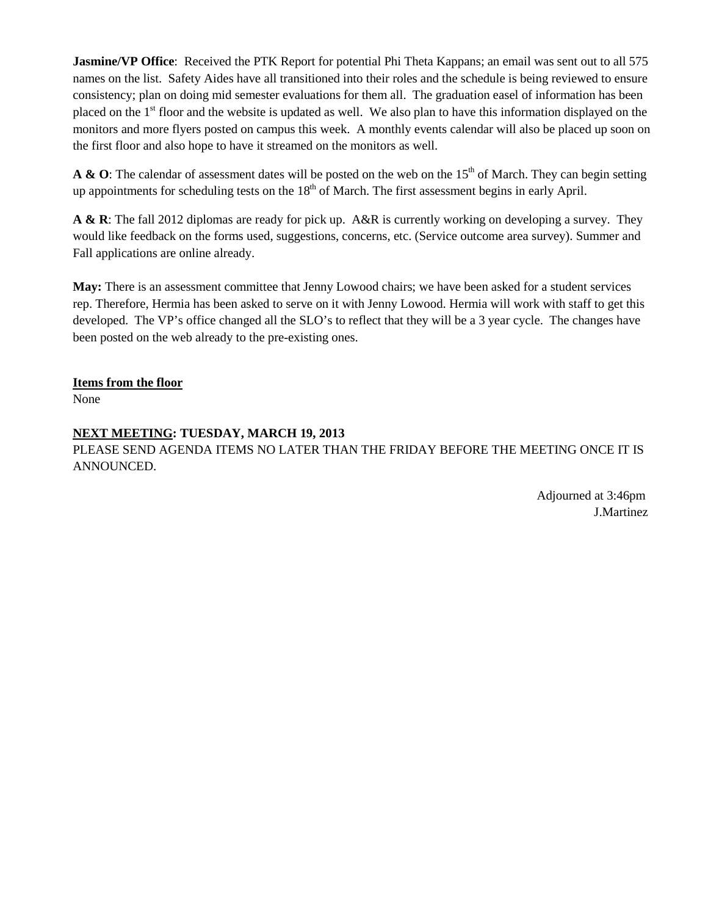**Jasmine/VP Office**: Received the PTK Report for potential Phi Theta Kappans; an email was sent out to all 575 names on the list. Safety Aides have all transitioned into their roles and the schedule is being reviewed to ensure consistency; plan on doing mid semester evaluations for them all. The graduation easel of information has been placed on the 1st floor and the website is updated as well. We also plan to have this information displayed on the monitors and more flyers posted on campus this week. A monthly events calendar will also be placed up soon on the first floor and also hope to have it streamed on the monitors as well.

**A & O**: The calendar of assessment dates will be posted on the web on the 15th of March. They can begin setting up appointments for scheduling tests on the 18th of March. The first assessment begins in early April.

**A & R**: The fall 2012 diplomas are ready for pick up. A&R is currently working on developing a survey. They would like feedback on the forms used, suggestions, concerns, etc. (Service outcome area survey). Summer and Fall applications are online already.

**May:** There is an assessment committee that Jenny Lowood chairs; we have been asked for a student services rep. Therefore, Hermia has been asked to serve on it with Jenny Lowood. Hermia will work with staff to get this developed. The VP's office changed all the SLO's to reflect that they will be a 3 year cycle. The changes have been posted on the web already to the pre-existing ones.

**Items from the floor**

None

**NEXT MEETING: TUESDAY, MARCH 19, 2013**

PLEASE SEND AGENDA ITEMS NO LATER THAN THE FRIDAY BEFORE THE MEETING ONCE IT IS ANNOUNCED.

Adjourned at 3:46pm

J.Martinez